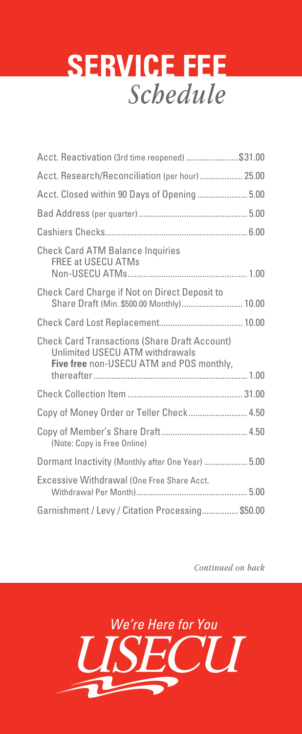# SERVICE FEE *Schedule*

| Service | Fee |
| --- | --- |
| Acct. Reactivation (3rd time reopened) | $31.00 |
| Acct. Research/Reconciliation (per hour) | 25.00 |
| Acct. Closed within 90 Days of Opening | 5.00 |
| Bad Address (per quarter) | 5.00 |
| Cashiers Checks | 6.00 |
| Check Card ATM Balance Inquiries<br>FREE at USECU ATMs<br>Non-USECU ATMs | 1.00 |
| Check Card Charge if Not on Direct Deposit to Share Draft (Min. $500.00 Monthly) | 10.00 |
| Check Card Lost Replacement | 10.00 |
| Check Card Transactions (Share Draft Account)<br>Unlimited USECU ATM withdrawals<br>**Five free** non-USECU ATM and POS monthly, thereafter | 1.00 |
| Check Collection Item | 31.00 |
| Copy of Money Order or Teller Check | 4.50 |
| Copy of Member's Share Draft<br>(Note: Copy is Free Online) | 4.50 |
| Dormant Inactivity (Monthly after One Year) | 5.00 |
| Excessive Withdrawal (One Free Share Acct. Withdrawal Per Month) | 5.00 |
| Garnishment / Levy / Citation Processing | $50.00 |

*Continued on back*

*We're Here for You*

USECU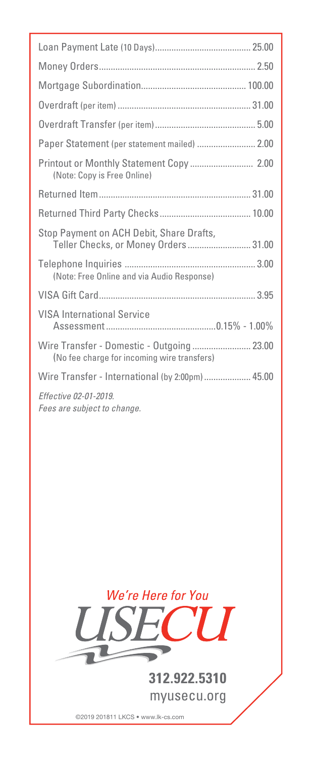| | |
|---|---|
| Loan Payment Late (10 Days) | 25.00 |
| Money Orders | 2.50 |
| Mortgage Subordination | 100.00 |
| Overdraft (per item) | 31.00 |
| Overdraft Transfer (per item) | 5.00 |
| Paper Statement (per statement mailed) | 2.00 |
| Printout or Monthly Statement Copy (Note: Copy is Free Online) | 2.00 |
| Returned Item | 31.00 |
| Returned Third Party Checks | 10.00 |
| Stop Payment on ACH Debit, Share Drafts, Teller Checks, or Money Orders | 31.00 |
| Telephone Inquiries (Note: Free Online and via Audio Response) | 3.00 |
| VISA Gift Card | 3.95 |
| VISA International Service Assessment | 0.15% - 1.00% |
| Wire Transfer - Domestic - Outgoing (No fee charge for incoming wire transfers) | 23.00 |
| Wire Transfer - International (by 2:00pm) | 45.00 |

*Effective 02-01-2019.*
*Fees are subject to change.*

*We're Here for You*

USECU

**312.922.5310**
myusecu.org

©2019 201811 LKCS • www.lk-cs.com